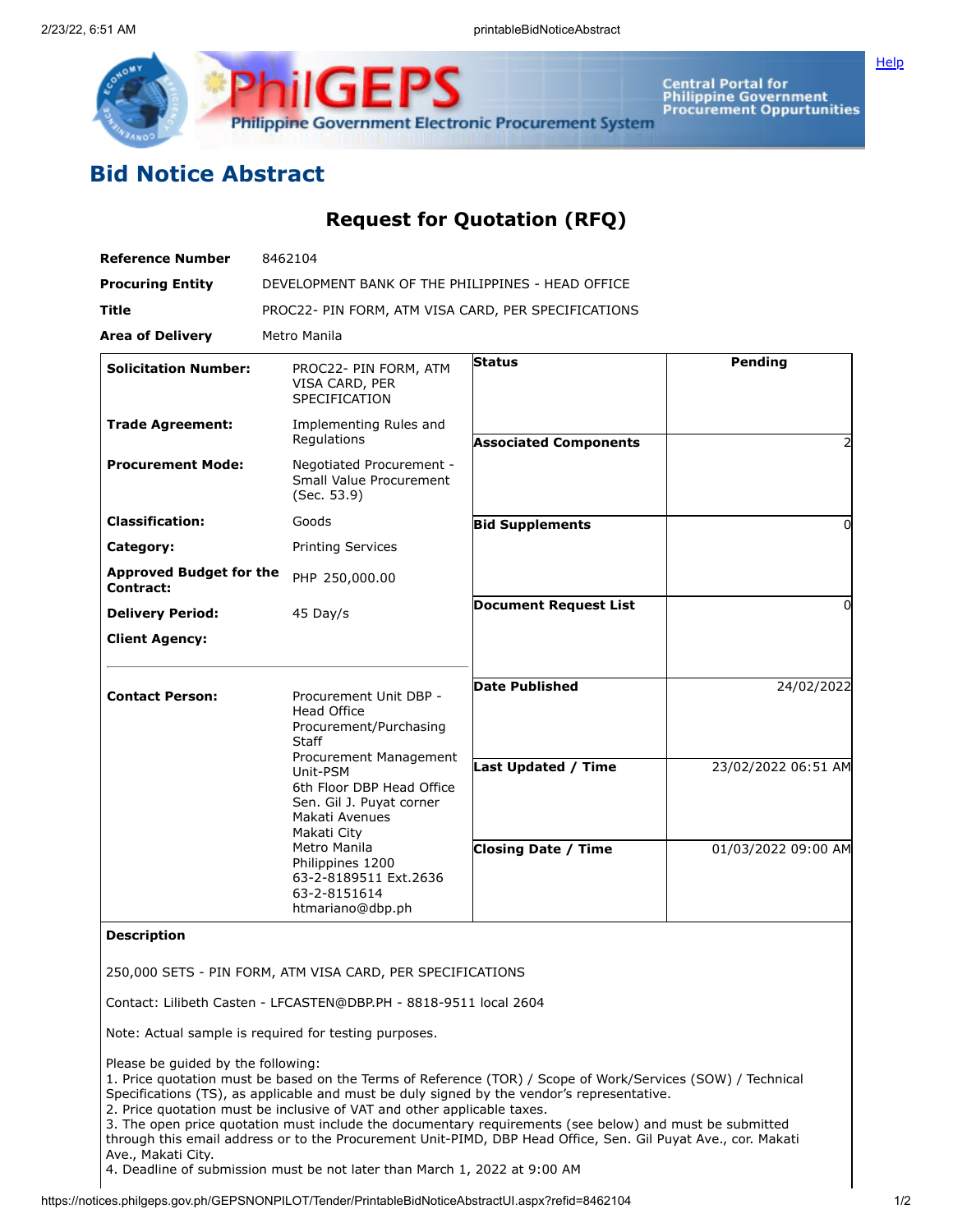# Bid Notice Abstract

## Request for Quotation (RFQ)

| | |
|---|---|
| **Reference Number** | 8462104 |
| **Procuring Entity** | DEVELOPMENT BANK OF THE PHILIPPINES - HEAD OFFICE |
| **Title** | PROC22- PIN FORM, ATM VISA CARD, PER SPECIFICATIONS |
| **Area of Delivery** | Metro Manila |

| | | | |
|---|---|---|---|
| **Solicitation Number:** | PROC22- PIN FORM, ATM VISA CARD, PER SPECIFICATION | **Status** | Pending |
| **Trade Agreement:** | Implementing Rules and Regulations | **Associated Components** | 2 |
| **Procurement Mode:** | Negotiated Procurement - Small Value Procurement (Sec. 53.9) | **Bid Supplements** | 0 |
| **Classification:** | Goods | **Document Request List** | 0 |
| **Category:** | Printing Services | | |
| **Approved Budget for the Contract:** | PHP 250,000.00 | | |
| **Delivery Period:** | 45 Day/s | | |
| **Client Agency:** | | | |
| **Contact Person:** | Procurement Unit DBP - Head Office<br>Procurement/Purchasing Staff<br>Procurement Management Unit-PSM<br>6th Floor DBP Head Office<br>Sen. Gil J. Puyat corner Makati Avenues<br>Makati City<br>Metro Manila<br>Philippines 1200<br>63-2-8189511 Ext.2636<br>63-2-8151614<br>htmariano@dbp.ph | **Date Published** | 24/02/2022 |
| | | **Last Updated / Time** | 23/02/2022 06:51 AM |
| | | **Closing Date / Time** | 01/03/2022 09:00 AM |

**Description**

250,000 SETS - PIN FORM, ATM VISA CARD, PER SPECIFICATIONS

Contact: Lilibeth Casten - LFCASTEN@DBP.PH - 8818-9511 local 2604

Note: Actual sample is required for testing purposes.

Please be guided by the following:
1. Price quotation must be based on the Terms of Reference (TOR) / Scope of Work/Services (SOW) / Technical Specifications (TS), as applicable and must be duly signed by the vendor's representative.
2. Price quotation must be inclusive of VAT and other applicable taxes.
3. The open price quotation must include the documentary requirements (see below) and must be submitted through this email address or to the Procurement Unit-PIMD, DBP Head Office, Sen. Gil Puyat Ave., cor. Makati Ave., Makati City.
4. Deadline of submission must be not later than March 1, 2022 at 9:00 AM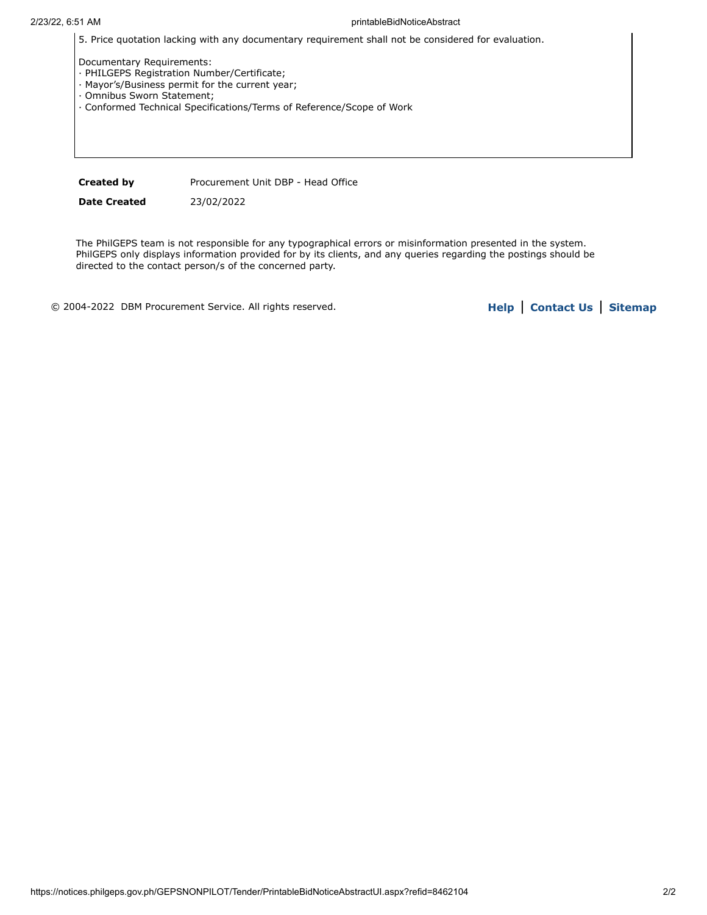5. Price quotation lacking with any documentary requirement shall not be considered for evaluation.

Documentary Requirements:
· PHILGEPS Registration Number/Certificate;
· Mayor's/Business permit for the current year;
· Omnibus Sworn Statement;
· Conformed Technical Specifications/Terms of Reference/Scope of Work

| | |
|---|---|
| **Created by** | Procurement Unit DBP - Head Office |
| **Date Created** | 23/02/2022 |

The PhilGEPS team is not responsible for any typographical errors or misinformation presented in the system. PhilGEPS only displays information provided for by its clients, and any queries regarding the postings should be directed to the contact person/s of the concerned party.

© 2004-2022 DBM Procurement Service. All rights reserved.

**Help** | **Contact Us** | **Sitemap**